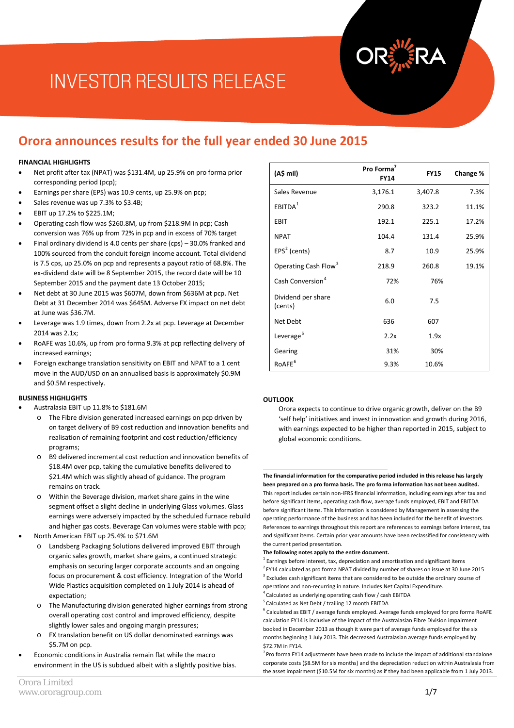# INVESTOR RESULTS RELEASE

## Orora announces results for the full year ended 30 June 2015

**FINANCIAL HIGHLIGHTS**

- Net profit after tax (NPAT) was $131.4M, up 25.9% on pro forma prior corresponding period (pcp);
- Earnings per share (EPS) was 10.9 cents, up 25.9% on pcp;
- Sales revenue was up 7.3% to $3.4B;
- EBIT up 17.2% to $225.1M;
- Operating cash flow was $260.8M, up from $218.9M in pcp; Cash conversion was 76% up from 72% in pcp and in excess of 70% target
- Final ordinary dividend is 4.0 cents per share (cps) – 30.0% franked and 100% sourced from the conduit foreign income account. Total dividend is 7.5 cps, up 25.0% on pcp and represents a payout ratio of 68.8%. The ex-dividend date will be 8 September 2015, the record date will be 10 September 2015 and the payment date 13 October 2015;
- Net debt at 30 June 2015 was $607M, down from $636M at pcp. Net Debt at 31 December 2014 was $645M. Adverse FX impact on net debt at June was $36.7M.
- Leverage was 1.9 times, down from 2.2x at pcp. Leverage at December 2014 was 2.1x;
- RoAFE was 10.6%, up from pro forma 9.3% at pcp reflecting delivery of increased earnings;
- Foreign exchange translation sensitivity on EBIT and NPAT to a 1 cent move in the AUD/USD on an annualised basis is approximately $0.9M and $0.5M respectively.

| (A$ mil) | Pro Forma[7] FY14 | FY15 | Change % |
|---|---|---|---|
| Sales Revenue | 3,176.1 | 3,407.8 | 7.3% |
| EBITDA[1] | 290.8 | 323.2 | 11.1% |
| EBIT | 192.1 | 225.1 | 17.2% |
| NPAT | 104.4 | 131.4 | 25.9% |
| EPS[2] (cents) | 8.7 | 10.9 | 25.9% |
| Operating Cash Flow[3] | 218.9 | 260.8 | 19.1% |
| Cash Conversion[4] | 72% | 76% | |
| Dividend per share (cents) | 6.0 | 7.5 | |
| Net Debt | 636 | 607 | |
| Leverage[5] | 2.2x | 1.9x | |
| Gearing | 31% | 30% | |
| RoAFE[6] | 9.3% | 10.6% | |

**BUSINESS HIGHLIGHTS**

- Australasia EBIT up 11.8% to $181.6M
  - The Fibre division generated increased earnings on pcp driven by on target delivery of B9 cost reduction and innovation benefits and realisation of remaining footprint and cost reduction/efficiency programs;
  - B9 delivered incremental cost reduction and innovation benefits of $18.4M over pcp, taking the cumulative benefits delivered to $21.4M which was slightly ahead of guidance. The program remains on track.
  - Within the Beverage division, market share gains in the wine segment offset a slight decline in underlying Glass volumes. Glass earnings were adversely impacted by the scheduled furnace rebuild and higher gas costs. Beverage Can volumes were stable with pcp;
- North American EBIT up 25.4% to $71.6M
  - Landsberg Packaging Solutions delivered improved EBIT through organic sales growth, market share gains, a continued strategic emphasis on securing larger corporate accounts and an ongoing focus on procurement & cost efficiency. Integration of the World Wide Plastics acquisition completed on 1 July 2014 is ahead of expectation;
  - The Manufacturing division generated higher earnings from strong overall operating cost control and improved efficiency, despite slightly lower sales and ongoing margin pressures;
  - FX translation benefit on US dollar denominated earnings was $5.7M on pcp.
- Economic conditions in Australia remain flat while the macro environment in the US is subdued albeit with a slightly positive bias.

**OUTLOOK**

Orora expects to continue to drive organic growth, deliver on the B9 'self help' initiatives and invest in innovation and growth during 2016, with earnings expected to be higher than reported in 2015, subject to global economic conditions.

---

**The financial information for the comparative period included in this release has largely been prepared on a pro forma basis. The pro forma information has not been audited.** This report includes certain non-IFRS financial information, including earnings after tax and before significant items, operating cash flow, average funds employed, EBIT and EBITDA before significant items. This information is considered by Management in assessing the operating performance of the business and has been included for the benefit of investors. References to earnings throughout this report are references to earnings before interest, tax and significant items. Certain prior year amounts have been reclassified for consistency with the current period presentation.

**The following notes apply to the entire document.**

[1] Earnings before interest, tax, depreciation and amortisation and significant items

[2] FY14 calculated as pro forma NPAT divided by number of shares on issue at 30 June 2015

[3] Excludes cash significant items that are considered to be outside the ordinary course of operations and non-recurring in nature. Includes Net Capital Expenditure.

[4] Calculated as underlying operating cash flow / cash EBITDA

[5] Calculated as Net Debt / trailing 12 month EBITDA

[6] Calculated as EBIT / average funds employed. Average funds employed for pro forma RoAFE calculation FY14 is inclusive of the impact of the Australasian Fibre Division impairment booked in December 2013 as though it were part of average funds employed for the six months beginning 1 July 2013. This decreased Australasian average funds employed by $72.7M in FY14.

[7] Pro forma FY14 adjustments have been made to include the impact of additional standalone corporate costs ($8.5M for six months) and the depreciation reduction within Australasia from the asset impairment ($10.5M for six months) as if they had been applicable from 1 July 2013.

Orora Limited
www.ororagroup.com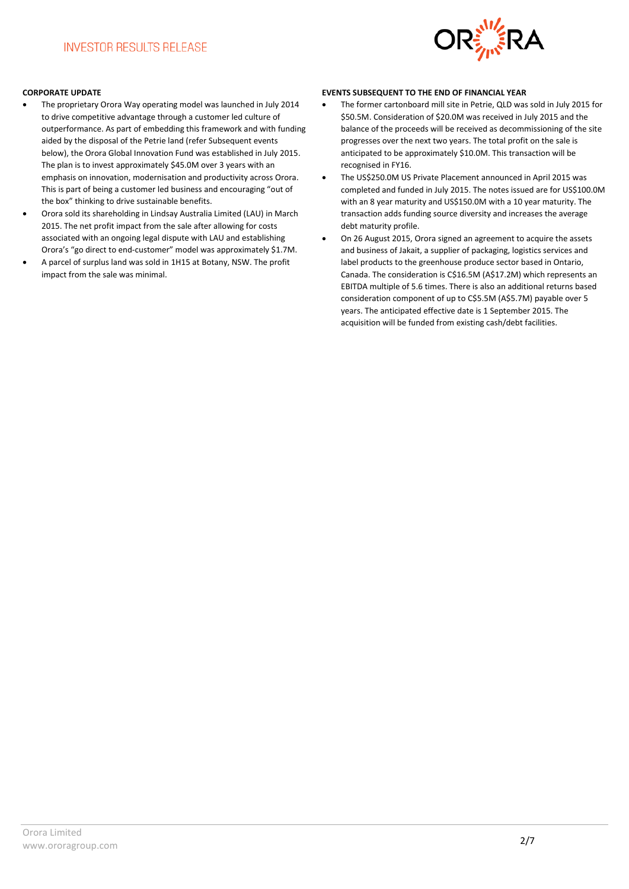## CORPORATE UPDATE

- The proprietary Orora Way operating model was launched in July 2014 to drive competitive advantage through a customer led culture of outperformance. As part of embedding this framework and with funding aided by the disposal of the Petrie land (refer Subsequent events below), the Orora Global Innovation Fund was established in July 2015. The plan is to invest approximately $45.0M over 3 years with an emphasis on innovation, modernisation and productivity across Orora. This is part of being a customer led business and encouraging "out of the box" thinking to drive sustainable benefits.
- Orora sold its shareholding in Lindsay Australia Limited (LAU) in March 2015. The net profit impact from the sale after allowing for costs associated with an ongoing legal dispute with LAU and establishing Orora's "go direct to end-customer" model was approximately $1.7M.
- A parcel of surplus land was sold in 1H15 at Botany, NSW. The profit impact from the sale was minimal.

## EVENTS SUBSEQUENT TO THE END OF FINANCIAL YEAR

- The former cartonboard mill site in Petrie, QLD was sold in July 2015 for $50.5M. Consideration of $20.0M was received in July 2015 and the balance of the proceeds will be received as decommissioning of the site progresses over the next two years. The total profit on the sale is anticipated to be approximately $10.0M. This transaction will be recognised in FY16.
- The US$250.0M US Private Placement announced in April 2015 was completed and funded in July 2015. The notes issued are for US$100.0M with an 8 year maturity and US$150.0M with a 10 year maturity. The transaction adds funding source diversity and increases the average debt maturity profile.
- On 26 August 2015, Orora signed an agreement to acquire the assets and business of Jakait, a supplier of packaging, logistics services and label products to the greenhouse produce sector based in Ontario, Canada. The consideration is C$16.5M (A$17.2M) which represents an EBITDA multiple of 5.6 times. There is also an additional returns based consideration component of up to C$5.5M (A$5.7M) payable over 5 years. The anticipated effective date is 1 September 2015. The acquisition will be funded from existing cash/debt facilities.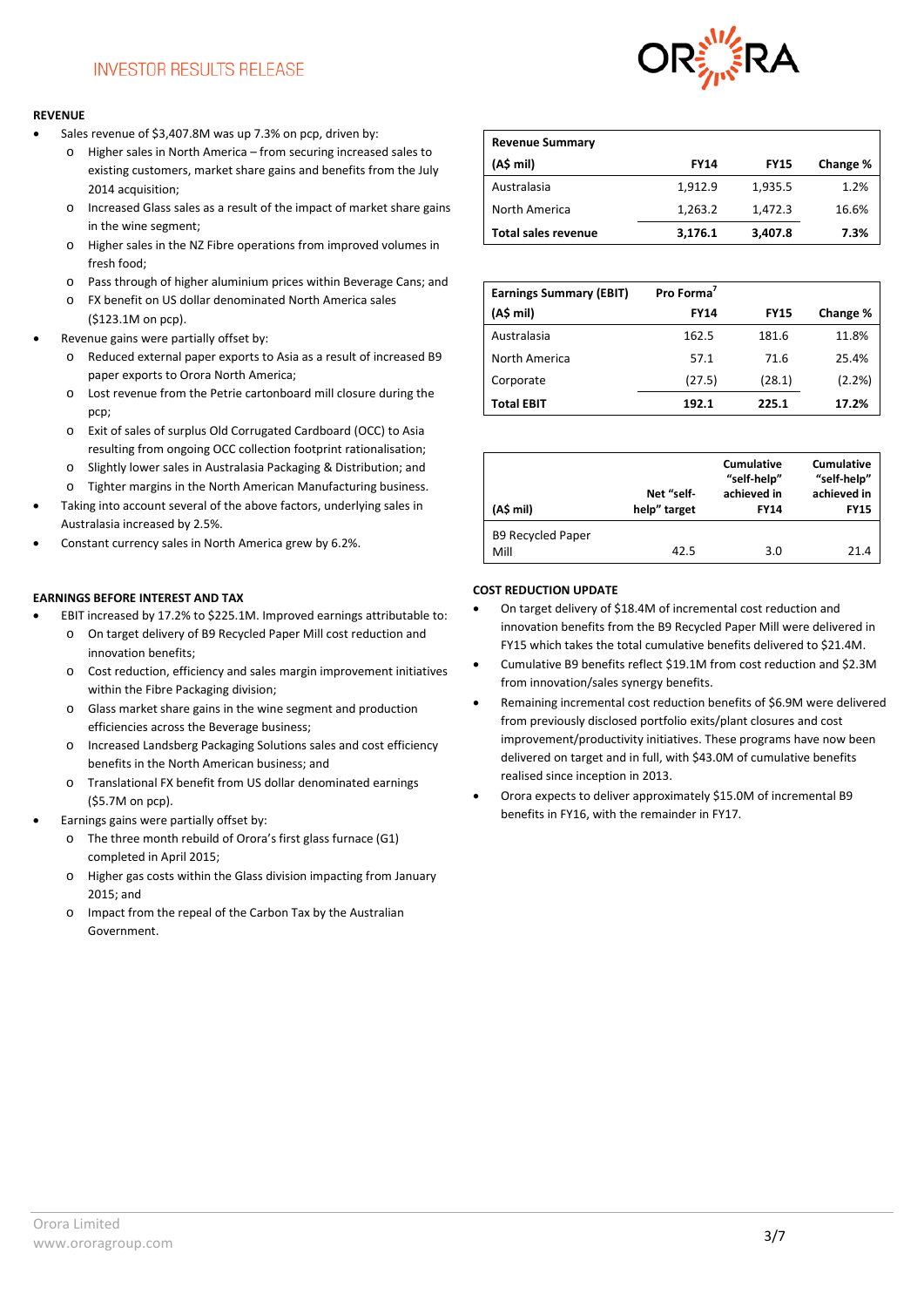## REVENUE

- Sales revenue of $3,407.8M was up 7.3% on pcp, driven by:
  - Higher sales in North America – from securing increased sales to existing customers, market share gains and benefits from the July 2014 acquisition;
  - Increased Glass sales as a result of the impact of market share gains in the wine segment;
  - Higher sales in the NZ Fibre operations from improved volumes in fresh food;
  - Pass through of higher aluminium prices within Beverage Cans; and
  - FX benefit on US dollar denominated North America sales ($123.1M on pcp).
- Revenue gains were partially offset by:
  - Reduced external paper exports to Asia as a result of increased B9 paper exports to Orora North America;
  - Lost revenue from the Petrie cartonboard mill closure during the pcp;
  - Exit of sales of surplus Old Corrugated Cardboard (OCC) to Asia resulting from ongoing OCC collection footprint rationalisation;
  - Slightly lower sales in Australasia Packaging & Distribution; and
  - Tighter margins in the North American Manufacturing business.
- Taking into account several of the above factors, underlying sales in Australasia increased by 2.5%.
- Constant currency sales in North America grew by 6.2%.

| Revenue Summary (A$ mil) | FY14 | FY15 | Change % |
|---|---|---|---|
| Australasia | 1,912.9 | 1,935.5 | 1.2% |
| North America | 1,263.2 | 1,472.3 | 16.6% |
| **Total sales revenue** | **3,176.1** | **3,407.8** | **7.3%** |

| Earnings Summary (EBIT) (A$ mil) | Pro Forma[7] FY14 | FY15 | Change % |
|---|---|---|---|
| Australasia | 162.5 | 181.6 | 11.8% |
| North America | 57.1 | 71.6 | 25.4% |
| Corporate | (27.5) | (28.1) | (2.2%) |
| **Total EBIT** | **192.1** | **225.1** | **17.2%** |

| (A$ mil) | Net "self-help" target | Cumulative "self-help" achieved in FY14 | Cumulative "self-help" achieved in FY15 |
|---|---|---|---|
| B9 Recycled Paper Mill | 42.5 | 3.0 | 21.4 |

## EARNINGS BEFORE INTEREST AND TAX

- EBIT increased by 17.2% to $225.1M. Improved earnings attributable to:
  - On target delivery of B9 Recycled Paper Mill cost reduction and innovation benefits;
  - Cost reduction, efficiency and sales margin improvement initiatives within the Fibre Packaging division;
  - Glass market share gains in the wine segment and production efficiencies across the Beverage business;
  - Increased Landsberg Packaging Solutions sales and cost efficiency benefits in the North American business; and
  - Translational FX benefit from US dollar denominated earnings ($5.7M on pcp).
- Earnings gains were partially offset by:
  - The three month rebuild of Orora's first glass furnace (G1) completed in April 2015;
  - Higher gas costs within the Glass division impacting from January 2015; and
  - Impact from the repeal of the Carbon Tax by the Australian Government.

## COST REDUCTION UPDATE

- On target delivery of $18.4M of incremental cost reduction and innovation benefits from the B9 Recycled Paper Mill were delivered in FY15 which takes the total cumulative benefits delivered to $21.4M.
- Cumulative B9 benefits reflect $19.1M from cost reduction and $2.3M from innovation/sales synergy benefits.
- Remaining incremental cost reduction benefits of $6.9M were delivered from previously disclosed portfolio exits/plant closures and cost improvement/productivity initiatives. These programs have now been delivered on target and in full, with $43.0M of cumulative benefits realised since inception in 2013.
- Orora expects to deliver approximately $15.0M of incremental B9 benefits in FY16, with the remainder in FY17.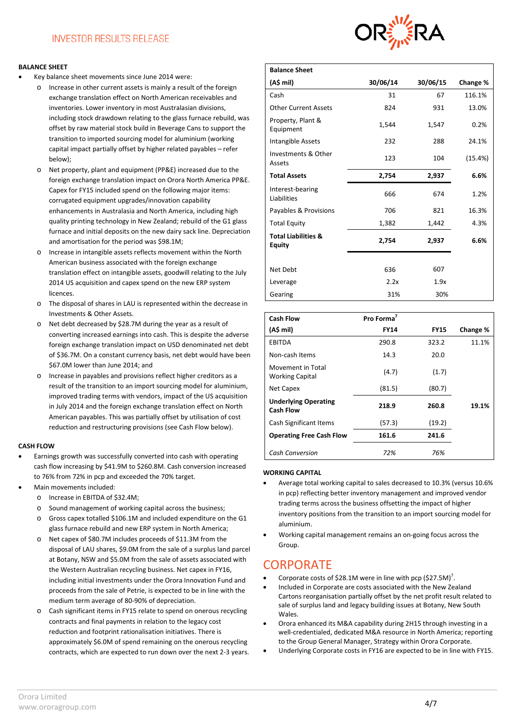## BALANCE SHEET

- Key balance sheet movements since June 2014 were:
  - Increase in other current assets is mainly a result of the foreign exchange translation effect on North American receivables and inventories. Lower inventory in most Australasian divisions, including stock drawdown relating to the glass furnace rebuild, was offset by raw material stock build in Beverage Cans to support the transition to imported sourcing model for aluminium (working capital impact partially offset by higher related payables – refer below);
  - Net property, plant and equipment (PP&E) increased due to the foreign exchange translation impact on Orora North America PP&E. Capex for FY15 included spend on the following major items: corrugated equipment upgrades/innovation capability enhancements in Australasia and North America, including high quality printing technology in New Zealand; rebuild of the G1 glass furnace and initial deposits on the new dairy sack line. Depreciation and amortisation for the period was $98.1M;
  - Increase in intangible assets reflects movement within the North American business associated with the foreign exchange translation effect on intangible assets, goodwill relating to the July 2014 US acquisition and capex spend on the new ERP system licences.
  - The disposal of shares in LAU is represented within the decrease in Investments & Other Assets.
  - Net debt decreased by $28.7M during the year as a result of converting increased earnings into cash. This is despite the adverse foreign exchange translation impact on USD denominated net debt of $36.7M. On a constant currency basis, net debt would have been $67.0M lower than June 2014; and
  - Increase in payables and provisions reflect higher creditors as a result of the transition to an import sourcing model for aluminium, improved trading terms with vendors, impact of the US acquisition in July 2014 and the foreign exchange translation effect on North American payables. This was partially offset by utilisation of cost reduction and restructuring provisions (see Cash Flow below).

| Balance Sheet (A$ mil) | 30/06/14 | 30/06/15 | Change % |
|---|---|---|---|
| Cash | 31 | 67 | 116.1% |
| Other Current Assets | 824 | 931 | 13.0% |
| Property, Plant & Equipment | 1,544 | 1,547 | 0.2% |
| Intangible Assets | 232 | 288 | 24.1% |
| Investments & Other Assets | 123 | 104 | (15.4%) |
| **Total Assets** | **2,754** | **2,937** | **6.6%** |
| Interest-bearing Liabilities | 666 | 674 | 1.2% |
| Payables & Provisions | 706 | 821 | 16.3% |
| Total Equity | 1,382 | 1,442 | 4.3% |
| **Total Liabilities & Equity** | **2,754** | **2,937** | **6.6%** |
| | | | |
| Net Debt | 636 | 607 | |
| Leverage | 2.2x | 1.9x | |
| Gearing | 31% | 30% | |

## CASH FLOW

- Earnings growth was successfully converted into cash with operating cash flow increasing by $41.9M to $260.8M. Cash conversion increased to 76% from 72% in pcp and exceeded the 70% target.
- Main movements included:
  - Increase in EBITDA of $32.4M;
  - Sound management of working capital across the business;
  - Gross capex totalled $106.1M and included expenditure on the G1 glass furnace rebuild and new ERP system in North America;
  - Net capex of $80.7M includes proceeds of $11.3M from the disposal of LAU shares, $9.0M from the sale of a surplus land parcel at Botany, NSW and $5.0M from the sale of assets associated with the Western Australian recycling business. Net capex in FY16, including initial investments under the Orora Innovation Fund and proceeds from the sale of Petrie, is expected to be in line with the medium term average of 80-90% of depreciation.
  - Cash significant items in FY15 relate to spend on onerous recycling contracts and final payments in relation to the legacy cost reduction and footprint rationalisation initiatives. There is approximately $6.0M of spend remaining on the onerous recycling contracts, which are expected to run down over the next 2-3 years.

| Cash Flow (A$ mil) | Pro Forma[7] FY14 | FY15 | Change % |
|---|---|---|---|
| EBITDA | 290.8 | 323.2 | 11.1% |
| Non-cash Items | 14.3 | 20.0 | |
| Movement in Total Working Capital | (4.7) | (1.7) | |
| Net Capex | (81.5) | (80.7) | |
| **Underlying Operating Cash Flow** | **218.9** | **260.8** | **19.1%** |
| Cash Significant Items | (57.3) | (19.2) | |
| **Operating Free Cash Flow** | **161.6** | **241.6** | |
| *Cash Conversion* | *72%* | *76%* | |

## WORKING CAPITAL

- Average total working capital to sales decreased to 10.3% (versus 10.6% in pcp) reflecting better inventory management and improved vendor trading terms across the business offsetting the impact of higher inventory positions from the transition to an import sourcing model for aluminium.
- Working capital management remains an on-going focus across the Group.

# CORPORATE

- Corporate costs of $28.1M were in line with pcp ($27.5M)[7].
- Included in Corporate are costs associated with the New Zealand Cartons reorganisation partially offset by the net profit result related to sale of surplus land and legacy building issues at Botany, New South Wales.
- Orora enhanced its M&A capability during 2H15 through investing in a well-credentialed, dedicated M&A resource in North America; reporting to the Group General Manager, Strategy within Orora Corporate.
- Underlying Corporate costs in FY16 are expected to be in line with FY15.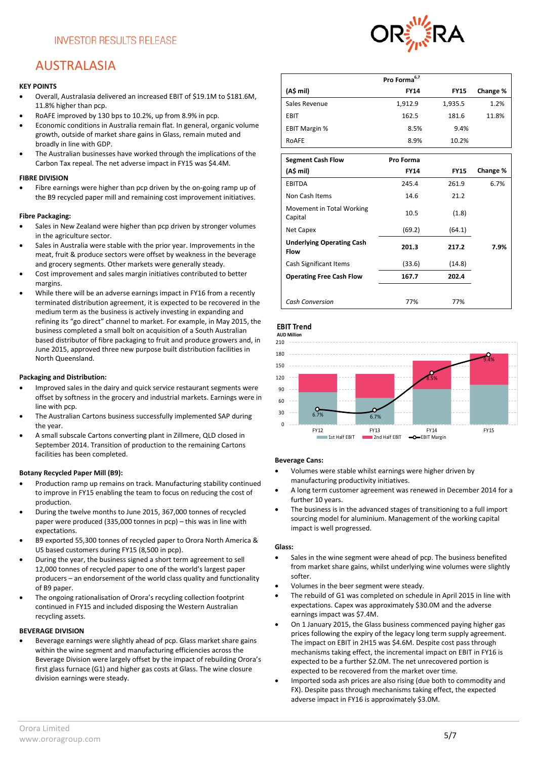INVESTOR RESULTS RELEASE

# AUSTRALASIA

**KEY POINTS**

- Overall, Australasia delivered an increased EBIT of $19.1M to $181.6M, 11.8% higher than pcp.
- RoAFE improved by 130 bps to 10.2%, up from 8.9% in pcp.
- Economic conditions in Australia remain flat. In general, organic volume growth, outside of market share gains in Glass, remain muted and broadly in line with GDP.
- The Australian businesses have worked through the implications of the Carbon Tax repeal. The net adverse impact in FY15 was $4.4M.

| | Pro Forma[6,7] | | |
|---|---|---|---|
| (A$ mil) | FY14 | FY15 | Change % |
| Sales Revenue | 1,912.9 | 1,935.5 | 1.2% |
| EBIT | 162.5 | 181.6 | 11.8% |
| EBIT Margin % | 8.5% | 9.4% | |
| RoAFE | 8.9% | 10.2% | |

| Segment Cash Flow | Pro Forma | | |
|---|---|---|---|
| (A$ mil) | FY14 | FY15 | Change % |
| EBITDA | 245.4 | 261.9 | 6.7% |
| Non Cash Items | 14.6 | 21.2 | |
| Movement in Total Working Capital | 10.5 | (1.8) | |
| Net Capex | (69.2) | (64.1) | |
| **Underlying Operating Cash Flow** | **201.3** | **217.2** | **7.9%** |
| Cash Significant Items | (33.6) | (14.8) | |
| **Operating Free Cash Flow** | **167.7** | **202.4** | |
| *Cash Conversion* | 77% | 77% | |

**EBIT Trend**

**FIBRE DIVISION**

- Fibre earnings were higher than pcp driven by the on-going ramp up of the B9 recycled paper mill and remaining cost improvement initiatives.

**Fibre Packaging:**

- Sales in New Zealand were higher than pcp driven by stronger volumes in the agriculture sector.
- Sales in Australia were stable with the prior year. Improvements in the meat, fruit & produce sectors were offset by weakness in the beverage and grocery segments. Other markets were generally steady.
- Cost improvement and sales margin initiatives contributed to better margins.
- While there will be an adverse earnings impact in FY16 from a recently terminated distribution agreement, it is expected to be recovered in the medium term as the business is actively investing in expanding and refining its "go direct" channel to market. For example, in May 2015, the business completed a small bolt on acquisition of a South Australian based distributor of fibre packaging to fruit and produce growers and, in June 2015, approved three new purpose built distribution facilities in North Queensland.

**Packaging and Distribution:**

- Improved sales in the dairy and quick service restaurant segments were offset by softness in the grocery and industrial markets. Earnings were in line with pcp.
- The Australian Cartons business successfully implemented SAP during the year.
- A small subscale Cartons converting plant in Zillmere, QLD closed in September 2014. Transition of production to the remaining Cartons facilities has been completed.

**Botany Recycled Paper Mill (B9):**

- Production ramp up remains on track. Manufacturing stability continued to improve in FY15 enabling the team to focus on reducing the cost of production.
- During the twelve months to June 2015, 367,000 tonnes of recycled paper were produced (335,000 tonnes in pcp) – this was in line with expectations.
- B9 exported 55,300 tonnes of recycled paper to Orora North America & US based customers during FY15 (8,500 in pcp).
- During the year, the business signed a short term agreement to sell 12,000 tonnes of recycled paper to one of the world's largest paper producers – an endorsement of the world class quality and functionality of B9 paper.
- The ongoing rationalisation of Orora's recycling collection footprint continued in FY15 and included disposing the Western Australian recycling assets.

**BEVERAGE DIVISION**

- Beverage earnings were slightly ahead of pcp. Glass market share gains within the wine segment and manufacturing efficiencies across the Beverage Division were largely offset by the impact of rebuilding Orora's first glass furnace (G1) and higher gas costs at Glass. The wine closure division earnings were steady.

**Beverage Cans:**

- Volumes were stable whilst earnings were higher driven by manufacturing productivity initiatives.
- A long term customer agreement was renewed in December 2014 for a further 10 years.
- The business is in the advanced stages of transitioning to a full import sourcing model for aluminium. Management of the working capital impact is well progressed.

**Glass:**

- Sales in the wine segment were ahead of pcp. The business benefited from market share gains, whilst underlying wine volumes were slightly softer.
- Volumes in the beer segment were steady.
- The rebuild of G1 was completed on schedule in April 2015 in line with expectations. Capex was approximately $30.0M and the adverse earnings impact was $7.4M.
- On 1 January 2015, the Glass business commenced paying higher gas prices following the expiry of the legacy long term supply agreement. The impact on EBIT in 2H15 was $4.6M. Despite cost pass through mechanisms taking effect, the incremental impact on EBIT in FY16 is expected to be a further $2.0M. The net unrecovered portion is expected to be recovered from the market over time.
- Imported soda ash prices are also rising (due both to commodity and FX). Despite pass through mechanisms taking effect, the expected adverse impact in FY16 is approximately $3.0M.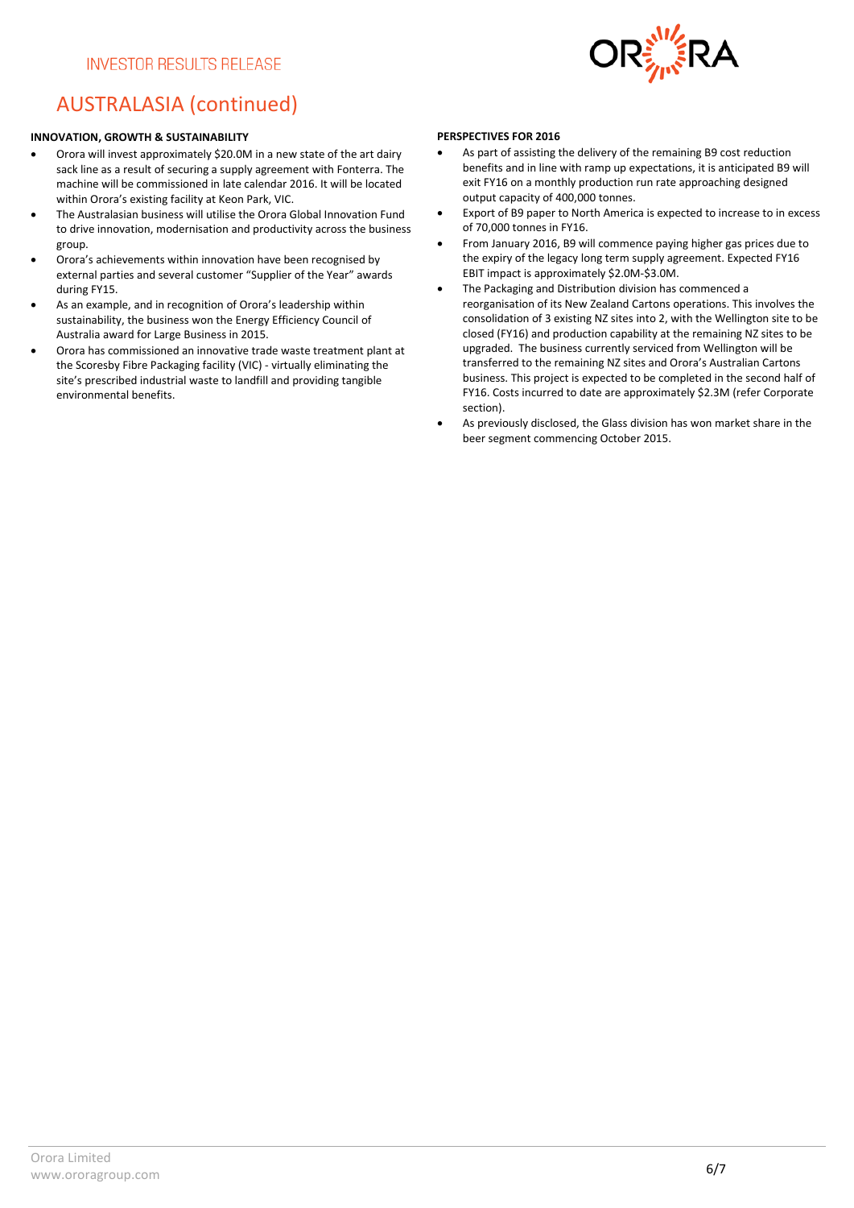# AUSTRALASIA (continued)

**INNOVATION, GROWTH & SUSTAINABILITY**

- Orora will invest approximately $20.0M in a new state of the art dairy sack line as a result of securing a supply agreement with Fonterra. The machine will be commissioned in late calendar 2016. It will be located within Orora's existing facility at Keon Park, VIC.
- The Australasian business will utilise the Orora Global Innovation Fund to drive innovation, modernisation and productivity across the business group.
- Orora's achievements within innovation have been recognised by external parties and several customer "Supplier of the Year" awards during FY15.
- As an example, and in recognition of Orora's leadership within sustainability, the business won the Energy Efficiency Council of Australia award for Large Business in 2015.
- Orora has commissioned an innovative trade waste treatment plant at the Scoresby Fibre Packaging facility (VIC) - virtually eliminating the site's prescribed industrial waste to landfill and providing tangible environmental benefits.

**PERSPECTIVES FOR 2016**

- As part of assisting the delivery of the remaining B9 cost reduction benefits and in line with ramp up expectations, it is anticipated B9 will exit FY16 on a monthly production run rate approaching designed output capacity of 400,000 tonnes.
- Export of B9 paper to North America is expected to increase to in excess of 70,000 tonnes in FY16.
- From January 2016, B9 will commence paying higher gas prices due to the expiry of the legacy long term supply agreement. Expected FY16 EBIT impact is approximately $2.0M-$3.0M.
- The Packaging and Distribution division has commenced a reorganisation of its New Zealand Cartons operations. This involves the consolidation of 3 existing NZ sites into 2, with the Wellington site to be closed (FY16) and production capability at the remaining NZ sites to be upgraded. The business currently serviced from Wellington will be transferred to the remaining NZ sites and Orora's Australian Cartons business. This project is expected to be completed in the second half of FY16. Costs incurred to date are approximately $2.3M (refer Corporate section).
- As previously disclosed, the Glass division has won market share in the beer segment commencing October 2015.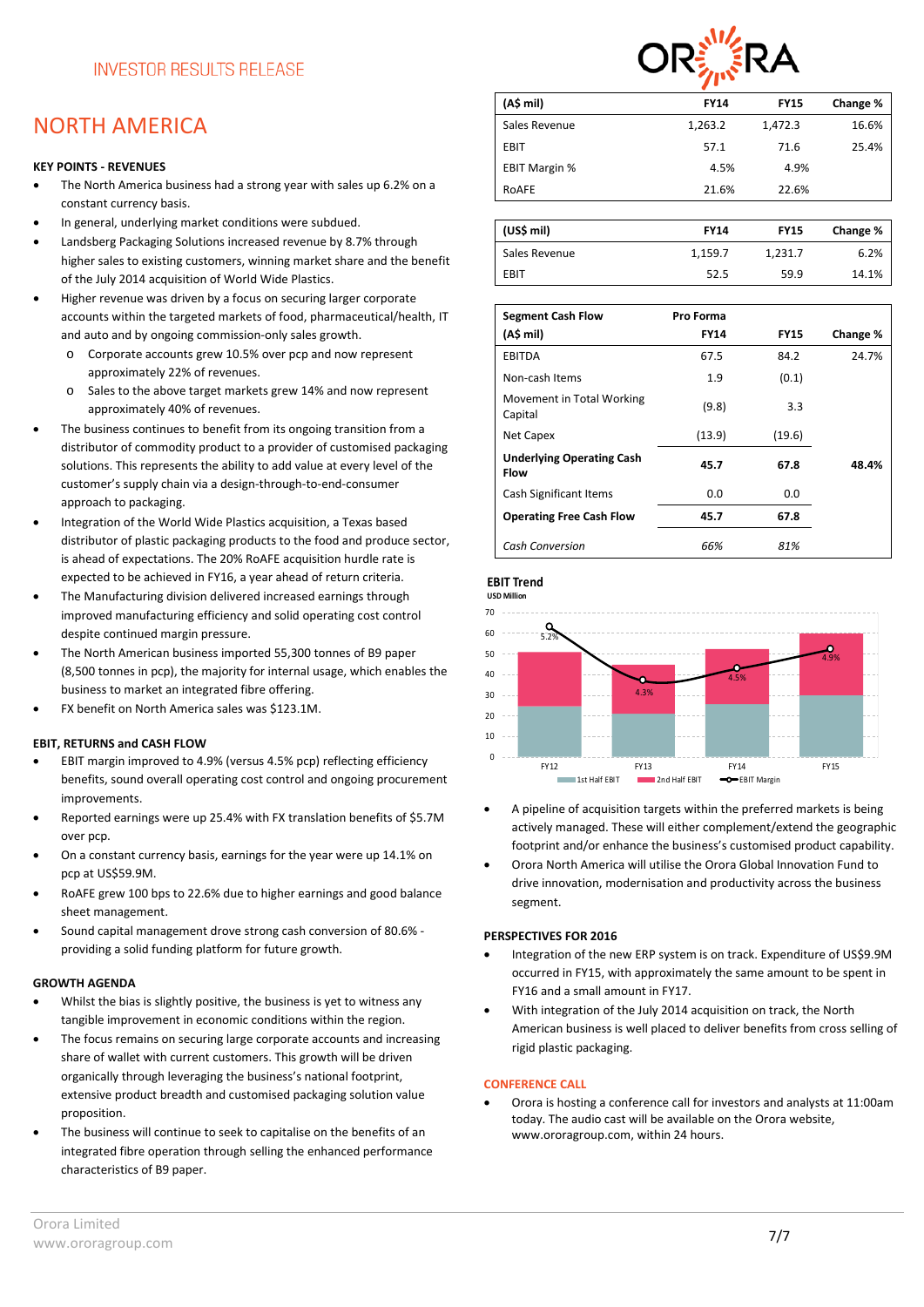INVESTOR RESULTS RELEASE

# NORTH AMERICA

### KEY POINTS - REVENUES

- The North America business had a strong year with sales up 6.2% on a constant currency basis.
- In general, underlying market conditions were subdued.
- Landsberg Packaging Solutions increased revenue by 8.7% through higher sales to existing customers, winning market share and the benefit of the July 2014 acquisition of World Wide Plastics.
- Higher revenue was driven by a focus on securing larger corporate accounts within the targeted markets of food, pharmaceutical/health, IT and auto and by ongoing commission-only sales growth.
  - Corporate accounts grew 10.5% over pcp and now represent approximately 22% of revenues.
  - Sales to the above target markets grew 14% and now represent approximately 40% of revenues.
- The business continues to benefit from its ongoing transition from a distributor of commodity product to a provider of customised packaging solutions. This represents the ability to add value at every level of the customer's supply chain via a design-through-to-end-consumer approach to packaging.
- Integration of the World Wide Plastics acquisition, a Texas based distributor of plastic packaging products to the food and produce sector, is ahead of expectations. The 20% RoAFE acquisition hurdle rate is expected to be achieved in FY16, a year ahead of return criteria.
- The Manufacturing division delivered increased earnings through improved manufacturing efficiency and solid operating cost control despite continued margin pressure.
- The North American business imported 55,300 tonnes of B9 paper (8,500 tonnes in pcp), the majority for internal usage, which enables the business to market an integrated fibre offering.
- FX benefit on North America sales was $123.1M.

### EBIT, RETURNS and CASH FLOW

- EBIT margin improved to 4.9% (versus 4.5% pcp) reflecting efficiency benefits, sound overall operating cost control and ongoing procurement improvements.
- Reported earnings were up 25.4% with FX translation benefits of $5.7M over pcp.
- On a constant currency basis, earnings for the year were up 14.1% on pcp at US$59.9M.
- RoAFE grew 100 bps to 22.6% due to higher earnings and good balance sheet management.
- Sound cash management drove strong cash conversion of 80.6% - providing a solid funding platform for future growth.

### GROWTH AGENDA

- Whilst the bias is slightly positive, the business is yet to witness any tangible improvement in economic conditions within the region.
- The focus remains on securing large corporate accounts and increasing share of wallet with current customers. This growth will be driven organically through leveraging the business's national footprint, extensive product breadth and customised packaging solution value proposition.
- The business will continue to seek to capitalise on the benefits of an integrated fibre operation through selling the enhanced performance characteristics of B9 paper.

| (A$ mil) | FY14 | FY15 | Change % |
|---|---|---|---|
| Sales Revenue | 1,263.2 | 1,472.3 | 16.6% |
| EBIT | 57.1 | 71.6 | 25.4% |
| EBIT Margin % | 4.5% | 4.9% | |
| RoAFE | 21.6% | 22.6% | |

| (US$ mil) | FY14 | FY15 | Change % |
|---|---|---|---|
| Sales Revenue | 1,159.7 | 1,231.7 | 6.2% |
| EBIT | 52.5 | 59.9 | 14.1% |

| Segment Cash Flow (A$ mil) | Pro Forma FY14 | FY15 | Change % |
|---|---|---|---|
| EBITDA | 67.5 | 84.2 | 24.7% |
| Non-cash Items | 1.9 | (0.1) | |
| Movement in Total Working Capital | (9.8) | 3.3 | |
| Net Capex | (13.9) | (19.6) | |
| **Underlying Operating Cash Flow** | **45.7** | **67.8** | **48.4%** |
| Cash Significant Items | 0.0 | 0.0 | |
| **Operating Free Cash Flow** | **45.7** | **67.8** | |
| *Cash Conversion* | *66%* | *81%* | |

**EBIT Trend**

USD Million

70, 60, 50, 40, 30, 20, 10, 0

5.2%, 4.3%, 4.5%, 4.9%

FY12, FY13, FY14, FY15

1st Half EBIT, 2nd Half EBIT, EBIT Margin

- A pipeline of acquisition targets within the preferred markets is being actively managed. These will either complement/extend the geographic footprint and/or enhance the business's customised product capability.
- Orora North America will utilise the Orora Global Innovation Fund to drive innovation, modernisation and productivity across the business segment.

### PERSPECTIVES FOR 2016

- Integration of the new ERP system is on track. Expenditure of US$9.9M occurred in FY15, with approximately the same amount to be spent in FY16 and a small amount in FY17.
- With integration of the July 2014 acquisition on track, the North American business is well placed to deliver benefits from cross selling of rigid plastic packaging.

### CONFERENCE CALL

- Orora is hosting a conference call for investors and analysts at 11:00am today. The audio cast will be available on the Orora website, www.ororagroup.com, within 24 hours.